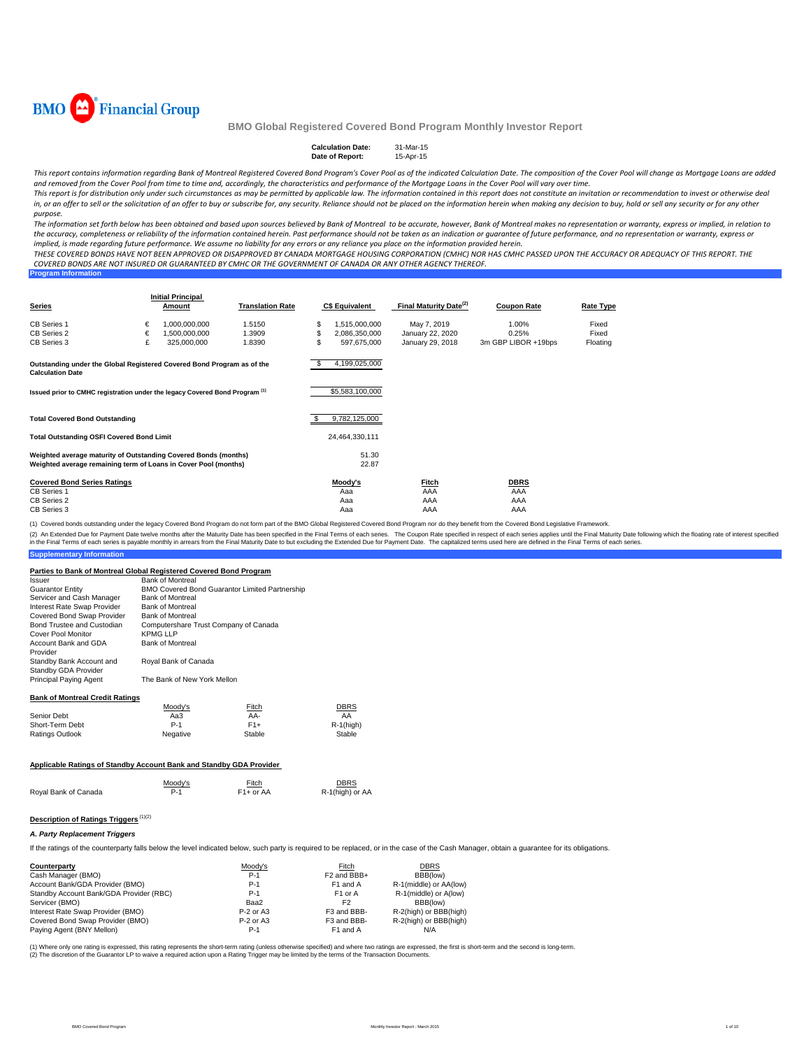BMO Financial Group

# BMO Global Registered Covered Bond Program Monthly Investor Report

| | |
|---|---|
| **Calculation Date:** | 31-Mar-15 |
| **Date of Report:** | 15-Apr-15 |

*This report contains information regarding Bank of Montreal Registered Covered Bond Program's Cover Pool as of the indicated Calculation Date. The composition of the Cover Pool will change as Mortgage Loans are added and removed from the Cover Pool from time to time and, accordingly, the characteristics and performance of the Mortgage Loans in the Cover Pool will vary over time.*

*This report is for distribution only under such circumstances as may be permitted by applicable law. The information contained in this report does not constitute an invitation or recommendation to invest or otherwise deal in, or an offer to sell or the solicitation of an offer to buy or subscribe for, any security. Reliance should not be placed on the information herein when making any decision to buy, hold or sell any security or for any other purpose.*

*The information set forth below has been obtained and based upon sources believed by Bank of Montreal to be accurate, however, Bank of Montreal makes no representation or warranty, express or implied, in relation to the accuracy, completeness or reliability of the information contained herein. Past performance should not be taken as an indication or guarantee of future performance, and no representation or warranty, express or implied, is made regarding future performance. We assume no liability for any errors or any reliance you place on the information provided herein.*

*THESE COVERED BONDS HAVE NOT BEEN APPROVED OR DISAPPROVED BY CANADA MORTGAGE HOUSING CORPORATION (CMHC) NOR HAS CMHC PASSED UPON THE ACCURACY OR ADEQUACY OF THIS REPORT. THE COVERED BONDS ARE NOT INSURED OR GUARANTEED BY CMHC OR THE GOVERNMENT OF CANADA OR ANY OTHER AGENCY THEREOF.*

## Program Information

| Series | | Initial Principal Amount | Translation Rate | | C$ Equivalent | Final Maturity Date[(2)] | Coupon Rate | Rate Type |
|---|---|---|---|---|---|---|---|---|
| CB Series 1 | € | 1,000,000,000 | 1.5150 | $ | 1,515,000,000 | May 7, 2019 | 1.00% | Fixed |
| CB Series 2 | € | 1,500,000,000 | 1.3909 | $ | 2,086,350,000 | January 22, 2020 | 0.25% | Fixed |
| CB Series 3 | £ | 325,000,000 | 1.8390 | $ | 597,675,000 | January 29, 2018 | 3m GBP LIBOR +19bps | Floating |

| | |
|---|---|
| **Outstanding under the Global Registered Covered Bond Program as of the Calculation Date** | $ 4,199,025,000 |
| **Issued prior to CMHC registration under the legacy Covered Bond Program** [(1)] | $5,583,100,000 |
| **Total Covered Bond Outstanding** | $ 9,782,125,000 |
| **Total Outstanding OSFI Covered Bond Limit** | 24,464,330,111 |
| **Weighted average maturity of Outstanding Covered Bonds (months)** | 51.30 |
| **Weighted average remaining term of Loans in Cover Pool (months)** | 22.87 |

| Covered Bond Series Ratings | Moody's | Fitch | DBRS |
|---|---|---|---|
| CB Series 1 | Aaa | AAA | AAA |
| CB Series 2 | Aaa | AAA | AAA |
| CB Series 3 | Aaa | AAA | AAA |

(1) Covered bonds outstanding under the legacy Covered Bond Program do not form part of the BMO Global Registered Covered Bond Program nor do they benefit from the Covered Bond Legislative Framework.

(2) An Extended Due for Payment Date twelve months after the Maturity Date has been specified in the Final Terms of each series. The Coupon Rate specified in respect of each series applies until the Final Maturity Date following which the floating rate of interest specified in the Final Terms of each series is payable monthly in arrears from the Final Maturity Date to but excluding the Extended Due for Payment Date. The capitalized terms used here are defined in the Final Terms of each series.

## Supplementary Information

### Parties to Bank of Montreal Global Registered Covered Bond Program

| | |
|---|---|
| Issuer | Bank of Montreal |
| Guarantor Entity | BMO Covered Bond Guarantor Limited Partnership |
| Servicer and Cash Manager | Bank of Montreal |
| Interest Rate Swap Provider | Bank of Montreal |
| Covered Bond Swap Provider | Bank of Montreal |
| Bond Trustee and Custodian | Computershare Trust Company of Canada |
| Cover Pool Monitor | KPMG LLP |
| Account Bank and GDA Provider | Bank of Montreal |
| Standby Bank Account and Standby GDA Provider | Royal Bank of Canada |
| Principal Paying Agent | The Bank of New York Mellon |

### Bank of Montreal Credit Ratings

| | Moody's | Fitch | DBRS |
|---|---|---|---|
| Senior Debt | Aa3 | AA- | AA |
| Short-Term Debt | P-1 | F1+ | R-1(high) |
| Ratings Outlook | Negative | Stable | Stable |

### Applicable Ratings of Standby Account Bank and Standby GDA Provider

| | Moody's | Fitch | DBRS |
|---|---|---|---|
| Royal Bank of Canada | P-1 | F1+ or AA | R-1(high) or AA |

### Description of Ratings Triggers [(1)(2)]

#### *A. Party Replacement Triggers*

If the ratings of the counterparty falls below the level indicated below, such party is required to be replaced, or in the case of the Cash Manager, obtain a guarantee for its obligations.

| Counterparty | Moody's | Fitch | DBRS |
|---|---|---|---|
| Cash Manager (BMO) | P-1 | F2 and BBB+ | BBB(low) |
| Account Bank/GDA Provider (BMO) | P-1 | F1 and A | R-1(middle) or AA(low) |
| Standby Account Bank/GDA Provider (RBC) | P-1 | F1 or A | R-1(middle) or A(low) |
| Servicer (BMO) | Baa2 | F2 | BBB(low) |
| Interest Rate Swap Provider (BMO) | P-2 or A3 | F3 and BBB- | R-2(high) or BBB(high) |
| Covered Bond Swap Provider (BMO) | P-2 or A3 | F3 and BBB- | R-2(high) or BBB(high) |
| Paying Agent (BNY Mellon) | P-1 | F1 and A | N/A |

(1) Where only one rating is expressed, this rating represents the short-term rating (unless otherwise specified) and where two ratings are expressed, the first is short-term and the second is long-term.
(2) The discretion of the Guarantor LP to waive a required action upon a Rating Trigger may be limited by the terms of the Transaction Documents.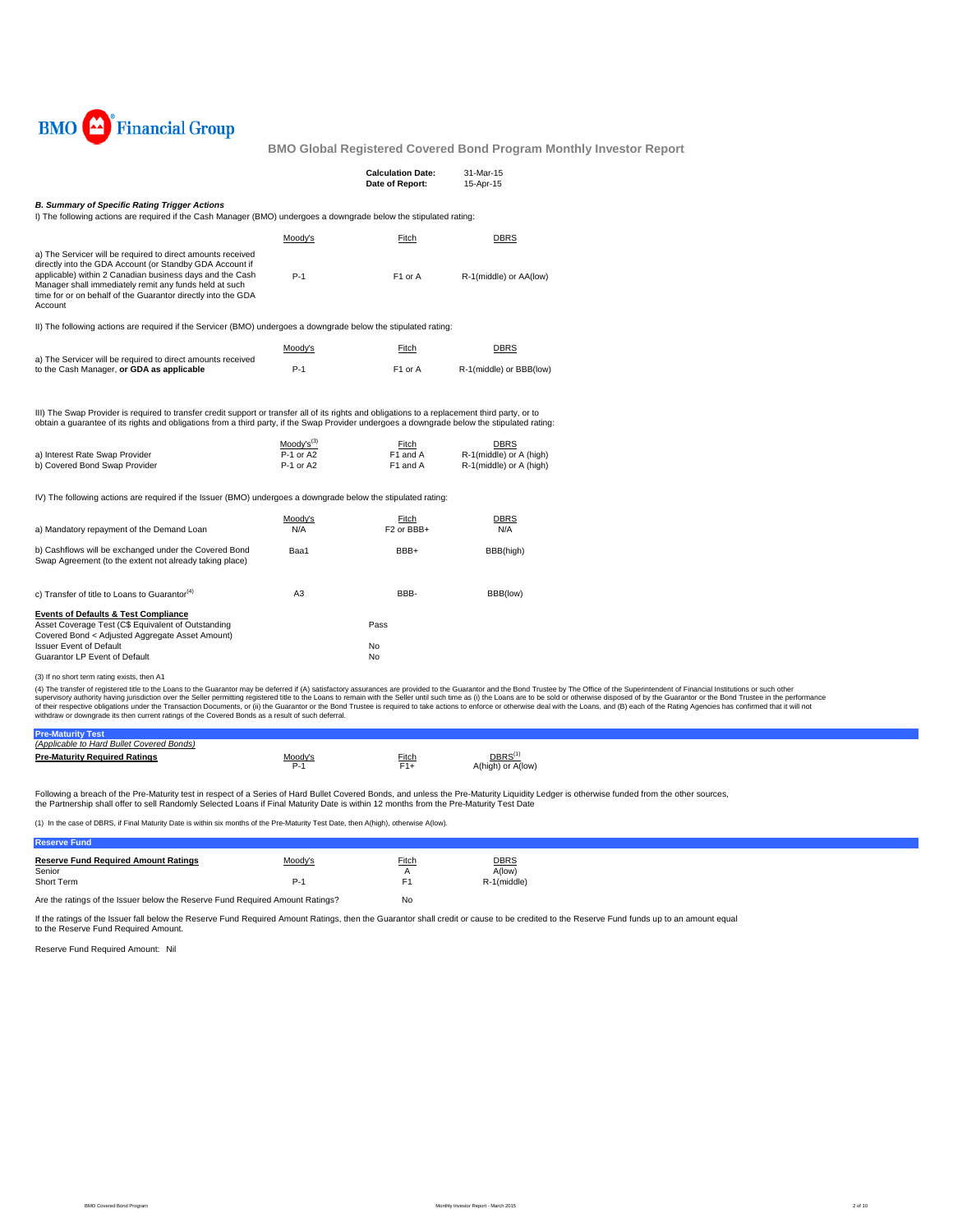BMO Financial Group

## BMO Global Registered Covered Bond Program Monthly Investor Report

**Calculation Date:** 31-Mar-15
**Date of Report:** 15-Apr-15

### *B. Summary of Specific Rating Trigger Actions*

I) The following actions are required if the Cash Manager (BMO) undergoes a downgrade below the stipulated rating:

| | Moody's | Fitch | DBRS |
|---|---|---|---|
| a) The Servicer will be required to direct amounts received directly into the GDA Account (or Standby GDA Account if applicable) within 2 Canadian business days and the Cash Manager shall immediately remit any funds held at such time for or on behalf of the Guarantor directly into the GDA Account | P-1 | F1 or A | R-1(middle) or AA(low) |

II) The following actions are required if the Servicer (BMO) undergoes a downgrade below the stipulated rating:

| | Moody's | Fitch | DBRS |
|---|---|---|---|
| a) The Servicer will be required to direct amounts received to the Cash Manager, **or GDA as applicable** | P-1 | F1 or A | R-1(middle) or BBB(low) |

III) The Swap Provider is required to transfer credit support or transfer all of its rights and obligations to a replacement third party, or to obtain a guarantee of its rights and obligations from a third party, if the Swap Provider undergoes a downgrade below the stipulated rating:

| | Moody's[3] | Fitch | DBRS |
|---|---|---|---|
| a) Interest Rate Swap Provider | P-1 or A2 | F1 and A | R-1(middle) or A (high) |
| b) Covered Bond Swap Provider | P-1 or A2 | F1 and A | R-1(middle) or A (high) |

IV) The following actions are required if the Issuer (BMO) undergoes a downgrade below the stipulated rating:

| | Moody's | Fitch | DBRS |
|---|---|---|---|
| a) Mandatory repayment of the Demand Loan | N/A | F2 or BBB+ | N/A |
| b) Cashflows will be exchanged under the Covered Bond Swap Agreement (to the extent not already taking place) | Baa1 | BBB+ | BBB(high) |
| c) Transfer of title to Loans to Guarantor[4] | A3 | BBB- | BBB(low) |

| **Events of Defaults & Test Compliance** | |
|---|---|
| Asset Coverage Test (C$ Equivalent of Outstanding Covered Bond < Adjusted Aggregate Asset Amount) | Pass |
| Issuer Event of Default | No |
| Guarantor LP Event of Default | No |

(3) If no short term rating exists, then A1

(4) The transfer of registered title to the Loans to the Guarantor may be deferred if (A) satisfactory assurances are provided to the Guarantor and the Bond Trustee by The Office of the Superintendent of Financial Institutions or such other supervisory authority having jurisdiction over the Seller permitting registered title to the Loans to remain with the Seller until such time as (i) the Loans are to be sold or otherwise disposed of by the Guarantor or the Bond Trustee in the performance of their respective obligations under the Transaction Documents, or (ii) the Guarantor or the Bond Trustee is required to take actions to enforce or otherwise deal with the Loans, and (B) each of the Rating Agencies has confirmed that it will not withdraw or downgrade its then current ratings of the Covered Bonds as a result of such deferral.

### Pre-Maturity Test
*(Applicable to Hard Bullet Covered Bonds)*

| **Pre-Maturity Required Ratings** | Moody's | Fitch | DBRS[1] |
|---|---|---|---|
| | P-1 | F1+ | A(high) or A(low) |

Following a breach of the Pre-Maturity test in respect of a Series of Hard Bullet Covered Bonds, and unless the Pre-Maturity Liquidity Ledger is otherwise funded from the other sources, the Partnership shall offer to sell Randomly Selected Loans if Final Maturity Date is within 12 months from the Pre-Maturity Test Date

(1) In the case of DBRS, if Final Maturity Date is within six months of the Pre-Maturity Test Date, then A(high), otherwise A(low).

### Reserve Fund

| **Reserve Fund Required Amount Ratings** | Moody's | Fitch | DBRS |
|---|---|---|---|
| Senior | | A | A(low) |
| Short Term | P-1 | F1 | R-1(middle) |

Are the ratings of the Issuer below the Reserve Fund Required Amount Ratings? No

If the ratings of the Issuer fall below the Reserve Fund Required Amount Ratings, then the Guarantor shall credit or cause to be credited to the Reserve Fund funds up to an amount equal to the Reserve Fund Required Amount.

Reserve Fund Required Amount: Nil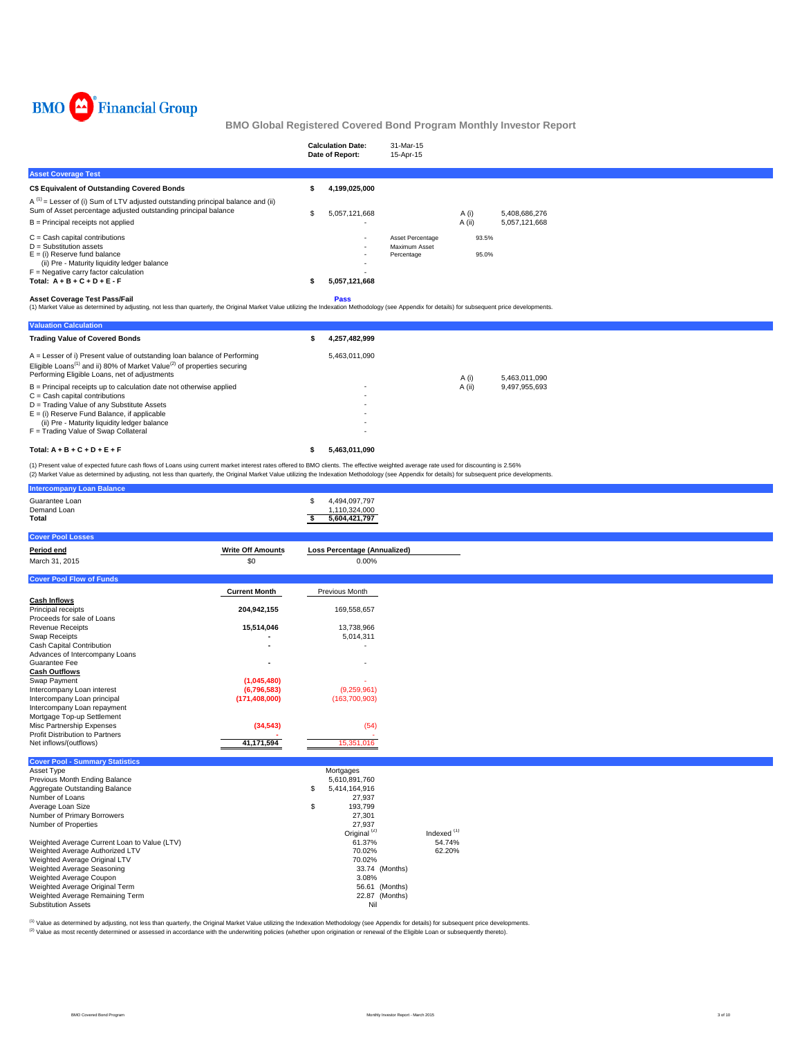BMO Financial Group

# BMO Global Registered Covered Bond Program Monthly Investor Report

| | |
|---|---|
| **Calculation Date:** | 31-Mar-15 |
| **Date of Report:** | 15-Apr-15 |

## Asset Coverage Test

| | | | | |
|---|---|---|---|---|
| **C$ Equivalent of Outstanding Covered Bonds** | **$ 4,199,025,000** | | | |
| A [1] = Lesser of (i) Sum of LTV adjusted outstanding principal balance and (ii) Sum of Asset percentage adjusted outstanding principal balance | $ 5,057,121,668 | | A (i) | 5,408,686,276 |
| B = Principal receipts not applied | - | | A (ii) | 5,057,121,668 |
| C = Cash capital contributions | - | Asset Percentage | 93.5% | |
| D = Substitution assets | - | Maximum Asset Percentage | 95.0% | |
| E = (i) Reserve fund balance | - | | | |
| (ii) Pre - Maturity liquidity ledger balance | - | | | |
| F = Negative carry factor calculation | - | | | |
| **Total: A + B + C + D + E - F** | **$ 5,057,121,668** | | | |

**Asset Coverage Test Pass/Fail** **Pass**

(1) Market Value as determined by adjusting, not less than quarterly, the Original Market Value utilizing the Indexation Methodology (see Appendix for details) for subsequent price developments.

## Valuation Calculation

| | | | |
|---|---|---|---|
| **Trading Value of Covered Bonds** | **$ 4,257,482,999** | | |
| A = Lesser of i) Present value of outstanding loan balance of Performing Eligible Loans[1] and ii) 80% of Market Value[2] of properties securing Performing Eligible Loans, net of adjustments | 5,463,011,090 | A (i) | 5,463,011,090 |
| B = Principal receipts up to calculation date not otherwise applied | - | A (ii) | 9,497,955,693 |
| C = Cash capital contributions | - | | |
| D = Trading Value of any Substitute Assets | - | | |
| E = (i) Reserve Fund Balance, if applicable | - | | |
| (ii) Pre - Maturity liquidity ledger balance | - | | |
| F = Trading Value of Swap Collateral | - | | |
| **Total: A + B + C + D + E + F** | **$ 5,463,011,090** | | |

(1) Present value of expected future cash flows of Loans using current market interest rates offered to BMO clients. The effective weighted average rate used for discounting is 2.56%

(2) Market Value as determined by adjusting, not less than quarterly, the Original Market Value utilizing the Indexation Methodology (see Appendix for details) for subsequent price developments.

## Intercompany Loan Balance

| | |
|---|---|
| Guarantee Loan | $ 4,494,097,797 |
| Demand Loan | 1,110,324,000 |
| **Total** | **$ 5,604,421,797** |

## Cover Pool Losses

| Period end | Write Off Amounts | Loss Percentage (Annualized) |
|---|---|---|
| March 31, 2015 | $0 | 0.00% |

## Cover Pool Flow of Funds

| | Current Month | Previous Month |
|---|---|---|
| **Cash Inflows** | | |
| Principal receipts | **204,942,155** | 169,558,657 |
| Proceeds for sale of Loans | | |
| Revenue Receipts | **15,514,046** | 13,738,966 |
| Swap Receipts | **-** | 5,014,311 |
| Cash Capital Contribution | **-** | - |
| Advances of Intercompany Loans | | |
| Guarantee Fee | **-** | - |
| **Cash Outflows** | | |
| Swap Payment | **(1,045,480)** | - |
| Intercompany Loan interest | **(6,796,583)** | (9,259,961) |
| Intercompany Loan principal | **(171,408,000)** | (163,700,903) |
| Intercompany Loan repayment | | |
| Mortgage Top-up Settlement | | |
| Misc Partnership Expenses | **(34,543)** | (54) |
| Profit Distribution to Partners | **-** | - |
| Net inflows/(outflows) | **41,171,594** | 15,351,016 |

## Cover Pool - Summary Statistics

| | | |
|---|---|---|
| Asset Type | Mortgages | |
| Previous Month Ending Balance | 5,610,891,760 | |
| Aggregate Outstanding Balance | $ 5,414,164,916 | |
| Number of Loans | 27,937 | |
| Average Loan Size | $ 193,799 | |
| Number of Primary Borrowers | 27,301 | |
| Number of Properties | 27,937 | |
| | Original [2] | Indexed [1] |
| Weighted Average Current Loan to Value (LTV) | 61.37% | 54.74% |
| Weighted Average Authorized LTV | 70.02% | 62.20% |
| Weighted Average Original LTV | 70.02% | |
| Weighted Average Seasoning | 33.74 (Months) | |
| Weighted Average Coupon | 3.08% | |
| Weighted Average Original Term | 56.61 (Months) | |
| Weighted Average Remaining Term | 22.87 (Months) | |
| Substitution Assets | Nil | |

[1] Value as determined by adjusting, not less than quarterly, the Original Market Value utilizing the Indexation Methodology (see Appendix for details) for subsequent price developments.

[2] Value as most recently determined or assessed in accordance with the underwriting policies (whether upon origination or renewal of the Eligible Loan or subsequently thereto).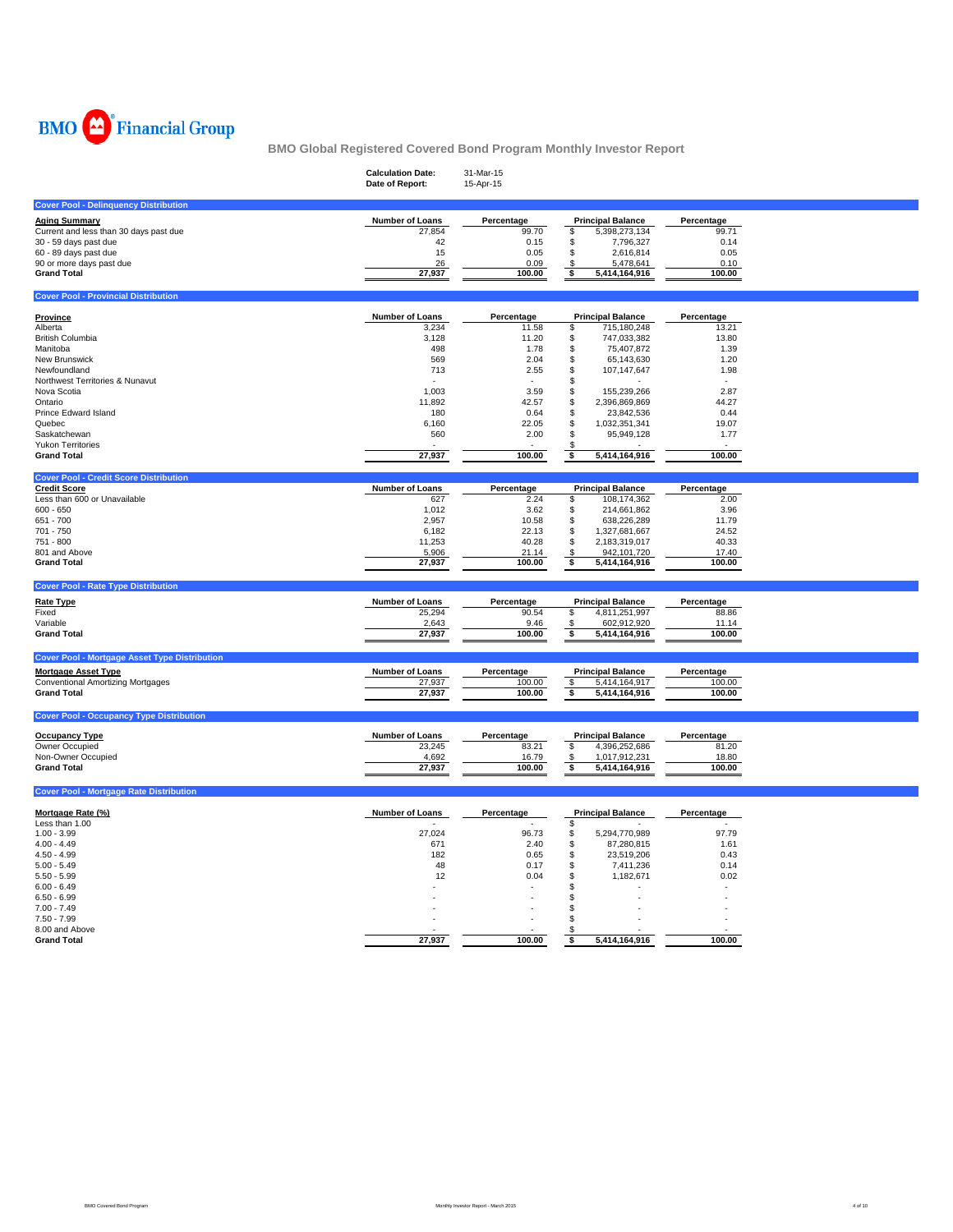BMO Financial Group

# BMO Global Registered Covered Bond Program Monthly Investor Report

**Calculation Date:** 31-Mar-15
**Date of Report:** 15-Apr-15

## Cover Pool - Delinquency Distribution

| Aging Summary | Number of Loans | Percentage | Principal Balance | Percentage |
|---|---|---|---|---|
| Current and less than 30 days past due | 27,854 | 99.70 | $ 5,398,273,134 | 99.71 |
| 30 - 59 days past due | 42 | 0.15 | $ 7,796,327 | 0.14 |
| 60 - 89 days past due | 15 | 0.05 | $ 2,616,814 | 0.05 |
| 90 or more days past due | 26 | 0.09 | $ 5,478,641 | 0.10 |
| **Grand Total** | **27,937** | **100.00** | **$ 5,414,164,916** | **100.00** |

## Cover Pool - Provincial Distribution

| Province | Number of Loans | Percentage | Principal Balance | Percentage |
|---|---|---|---|---|
| Alberta | 3,234 | 11.58 | $ 715,180,248 | 13.21 |
| British Columbia | 3,128 | 11.20 | $ 747,033,382 | 13.80 |
| Manitoba | 498 | 1.78 | $ 75,407,872 | 1.39 |
| New Brunswick | 569 | 2.04 | $ 65,143,630 | 1.20 |
| Newfoundland | 713 | 2.55 | $ 107,147,647 | 1.98 |
| Northwest Territories & Nunavut | - | - | $ - | - |
| Nova Scotia | 1,003 | 3.59 | $ 155,239,266 | 2.87 |
| Ontario | 11,892 | 42.57 | $ 2,396,869,869 | 44.27 |
| Prince Edward Island | 180 | 0.64 | $ 23,842,536 | 0.44 |
| Quebec | 6,160 | 22.05 | $ 1,032,351,341 | 19.07 |
| Saskatchewan | 560 | 2.00 | $ 95,949,128 | 1.77 |
| Yukon Territories | - | - | $ - | - |
| **Grand Total** | **27,937** | **100.00** | **$ 5,414,164,916** | **100.00** |

## Cover Pool - Credit Score Distribution

| Credit Score | Number of Loans | Percentage | Principal Balance | Percentage |
|---|---|---|---|---|
| Less than 600 or Unavailable | 627 | 2.24 | $ 108,174,362 | 2.00 |
| 600 - 650 | 1,012 | 3.62 | $ 214,661,862 | 3.96 |
| 651 - 700 | 2,957 | 10.58 | $ 638,226,289 | 11.79 |
| 701 - 750 | 6,182 | 22.13 | $ 1,327,681,667 | 24.52 |
| 751 - 800 | 11,253 | 40.28 | $ 2,183,319,017 | 40.33 |
| 801 and Above | 5,906 | 21.14 | $ 942,101,720 | 17.40 |
| **Grand Total** | **27,937** | **100.00** | **$ 5,414,164,916** | **100.00** |

## Cover Pool - Rate Type Distribution

| Rate Type | Number of Loans | Percentage | Principal Balance | Percentage |
|---|---|---|---|---|
| Fixed | 25,294 | 90.54 | $ 4,811,251,997 | 88.86 |
| Variable | 2,643 | 9.46 | $ 602,912,920 | 11.14 |
| **Grand Total** | **27,937** | **100.00** | **$ 5,414,164,916** | **100.00** |

## Cover Pool - Mortgage Asset Type Distribution

| Mortgage Asset Type | Number of Loans | Percentage | Principal Balance | Percentage |
|---|---|---|---|---|
| Conventional Amortizing Mortgages | 27,937 | 100.00 | $ 5,414,164,917 | 100.00 |
| **Grand Total** | **27,937** | **100.00** | **$ 5,414,164,916** | **100.00** |

## Cover Pool - Occupancy Type Distribution

| Occupancy Type | Number of Loans | Percentage | Principal Balance | Percentage |
|---|---|---|---|---|
| Owner Occupied | 23,245 | 83.21 | $ 4,396,252,686 | 81.20 |
| Non-Owner Occupied | 4,692 | 16.79 | $ 1,017,912,231 | 18.80 |
| **Grand Total** | **27,937** | **100.00** | **$ 5,414,164,916** | **100.00** |

## Cover Pool - Mortgage Rate Distribution

| Mortgage Rate (%) | Number of Loans | Percentage | Principal Balance | Percentage |
|---|---|---|---|---|
| Less than 1.00 | - | - | $ - | - |
| 1.00 - 3.99 | 27,024 | 96.73 | $ 5,294,770,989 | 97.79 |
| 4.00 - 4.49 | 671 | 2.40 | $ 87,280,815 | 1.61 |
| 4.50 - 4.99 | 182 | 0.65 | $ 23,519,206 | 0.43 |
| 5.00 - 5.49 | 48 | 0.17 | $ 7,411,236 | 0.14 |
| 5.50 - 5.99 | 12 | 0.04 | $ 1,182,671 | 0.02 |
| 6.00 - 6.49 | - | - | $ - | - |
| 6.50 - 6.99 | - | - | $ - | - |
| 7.00 - 7.49 | - | - | $ - | - |
| 7.50 - 7.99 | - | - | $ - | - |
| 8.00 and Above | - | - | $ - | - |
| **Grand Total** | **27,937** | **100.00** | **$ 5,414,164,916** | **100.00** |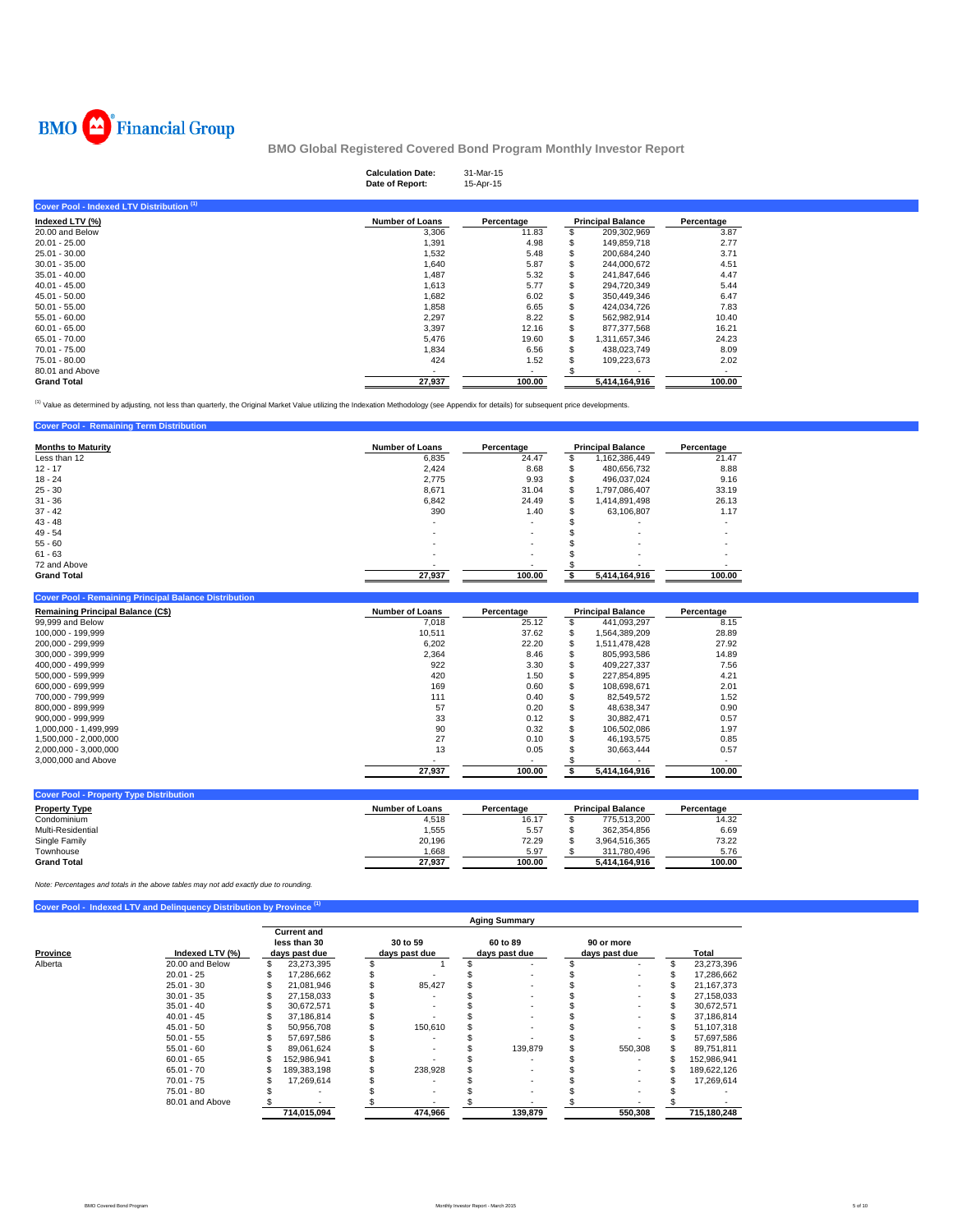BMO Financial Group

# BMO Global Registered Covered Bond Program Monthly Investor Report

**Calculation Date:** 31-Mar-15
**Date of Report:** 15-Apr-15

## Cover Pool - Indexed LTV Distribution [1]

| Indexed LTV (%) | Number of Loans | Percentage | Principal Balance | Percentage |
|---|---|---|---|---|
| 20.00 and Below | 3,306 | 11.83 | $ 209,302,969 | 3.87 |
| 20.01 - 25.00 | 1,391 | 4.98 | $ 149,859,718 | 2.77 |
| 25.01 - 30.00 | 1,532 | 5.48 | $ 200,684,240 | 3.71 |
| 30.01 - 35.00 | 1,640 | 5.87 | $ 244,000,672 | 4.51 |
| 35.01 - 40.00 | 1,487 | 5.32 | $ 241,847,646 | 4.47 |
| 40.01 - 45.00 | 1,613 | 5.77 | $ 294,720,349 | 5.44 |
| 45.01 - 50.00 | 1,682 | 6.02 | $ 350,449,346 | 6.47 |
| 50.01 - 55.00 | 1,858 | 6.65 | $ 424,034,726 | 7.83 |
| 55.01 - 60.00 | 2,297 | 8.22 | $ 562,982,914 | 10.40 |
| 60.01 - 65.00 | 3,397 | 12.16 | $ 877,377,568 | 16.21 |
| 65.01 - 70.00 | 5,476 | 19.60 | $ 1,311,657,346 | 24.23 |
| 70.01 - 75.00 | 1,834 | 6.56 | $ 438,023,749 | 8.09 |
| 75.01 - 80.00 | 424 | 1.52 | $ 109,223,673 | 2.02 |
| 80.01 and Above | - | - | $ - | - |
| **Grand Total** | **27,937** | **100.00** | **5,414,164,916** | **100.00** |

[1] Value as determined by adjusting, not less than quarterly, the Original Market Value utilizing the Indexation Methodology (see Appendix for details) for subsequent price developments.

## Cover Pool - Remaining Term Distribution

| Months to Maturity | Number of Loans | Percentage | Principal Balance | Percentage |
|---|---|---|---|---|
| Less than 12 | 6,835 | 24.47 | $ 1,162,386,449 | 21.47 |
| 12 - 17 | 2,424 | 8.68 | $ 480,656,732 | 8.88 |
| 18 - 24 | 2,775 | 9.93 | $ 496,037,024 | 9.16 |
| 25 - 30 | 8,671 | 31.04 | $ 1,797,086,407 | 33.19 |
| 31 - 36 | 6,842 | 24.49 | $ 1,414,891,498 | 26.13 |
| 37 - 42 | 390 | 1.40 | $ 63,106,807 | 1.17 |
| 43 - 48 | - | - | $ - | - |
| 49 - 54 | - | - | $ - | - |
| 55 - 60 | - | - | $ - | - |
| 61 - 63 | - | - | $ - | - |
| 72 and Above | - | - | $ - | - |
| **Grand Total** | **27,937** | **100.00** | **$ 5,414,164,916** | **100.00** |

## Cover Pool - Remaining Principal Balance Distribution

| Remaining Principal Balance (C$) | Number of Loans | Percentage | Principal Balance | Percentage |
|---|---|---|---|---|
| 99,999 and Below | 7,018 | 25.12 | $ 441,093,297 | 8.15 |
| 100,000 - 199,999 | 10,511 | 37.62 | $ 1,564,389,209 | 28.89 |
| 200,000 - 299,999 | 6,202 | 22.20 | $ 1,511,478,428 | 27.92 |
| 300,000 - 399,999 | 2,364 | 8.46 | $ 805,993,586 | 14.89 |
| 400,000 - 499,999 | 922 | 3.30 | $ 409,227,337 | 7.56 |
| 500,000 - 599,999 | 420 | 1.50 | $ 227,854,895 | 4.21 |
| 600,000 - 699,999 | 169 | 0.60 | $ 108,698,671 | 2.01 |
| 700,000 - 799,999 | 111 | 0.40 | $ 82,549,572 | 1.52 |
| 800,000 - 899,999 | 57 | 0.20 | $ 48,638,347 | 0.90 |
| 900,000 - 999,999 | 33 | 0.12 | $ 30,882,471 | 0.57 |
| 1,000,000 - 1,499,999 | 90 | 0.32 | $ 106,502,086 | 1.97 |
| 1,500,000 - 2,000,000 | 27 | 0.10 | $ 46,193,575 | 0.85 |
| 2,000,000 - 3,000,000 | 13 | 0.05 | $ 30,663,444 | 0.57 |
| 3,000,000 and Above | - | - | $ - | - |
| | **27,937** | **100.00** | **$ 5,414,164,916** | **100.00** |

## Cover Pool - Property Type Distribution

| Property Type | Number of Loans | Percentage | Principal Balance | Percentage |
|---|---|---|---|---|
| Condominium | 4,518 | 16.17 | $ 775,513,200 | 14.32 |
| Multi-Residential | 1,555 | 5.57 | $ 362,354,856 | 6.69 |
| Single Family | 20,196 | 72.29 | $ 3,964,516,365 | 73.22 |
| Townhouse | 1,668 | 5.97 | $ 311,780,496 | 5.76 |
| **Grand Total** | **27,937** | **100.00** | **5,414,164,916** | **100.00** |

*Note: Percentages and totals in the above tables may not add exactly due to rounding.*

## Cover Pool - Indexed LTV and Delinquency Distribution by Province [1]

| | | Aging Summary | | | | |
|---|---|---|---|---|---|---|
| **Province** | **Indexed LTV (%)** | **Current and less than 30 days past due** | **30 to 59 days past due** | **60 to 89 days past due** | **90 or more days past due** | **Total** |
| Alberta | 20.00 and Below | $ 23,273,395 | $ 1 | $ - | $ - | $ 23,273,396 |
| | 20.01 - 25 | $ 17,286,662 | $ - | $ - | $ - | $ 17,286,662 |
| | 25.01 - 30 | $ 21,081,946 | $ 85,427 | $ - | $ - | $ 21,167,373 |
| | 30.01 - 35 | $ 27,158,033 | $ - | $ - | $ - | $ 27,158,033 |
| | 35.01 - 40 | $ 30,672,571 | $ - | $ - | $ - | $ 30,672,571 |
| | 40.01 - 45 | $ 37,186,814 | $ - | $ - | $ - | $ 37,186,814 |
| | 45.01 - 50 | $ 50,956,708 | $ 150,610 | $ - | $ - | $ 51,107,318 |
| | 50.01 - 55 | $ 57,697,586 | $ - | $ - | $ - | $ 57,697,586 |
| | 55.01 - 60 | $ 89,061,624 | $ - | $ 139,879 | $ 550,308 | $ 89,751,811 |
| | 60.01 - 65 | $ 152,986,941 | $ - | $ - | $ - | $ 152,986,941 |
| | 65.01 - 70 | $ 189,383,198 | $ 238,928 | $ - | $ - | $ 189,622,126 |
| | 70.01 - 75 | $ 17,269,614 | $ - | $ - | $ - | $ 17,269,614 |
| | 75.01 - 80 | $ - | $ - | $ - | $ - | $ - |
| | 80.01 and Above | $ - | $ - | $ - | $ - | $ - |
| | | **714,015,094** | **474,966** | **139,879** | **550,308** | **715,180,248** |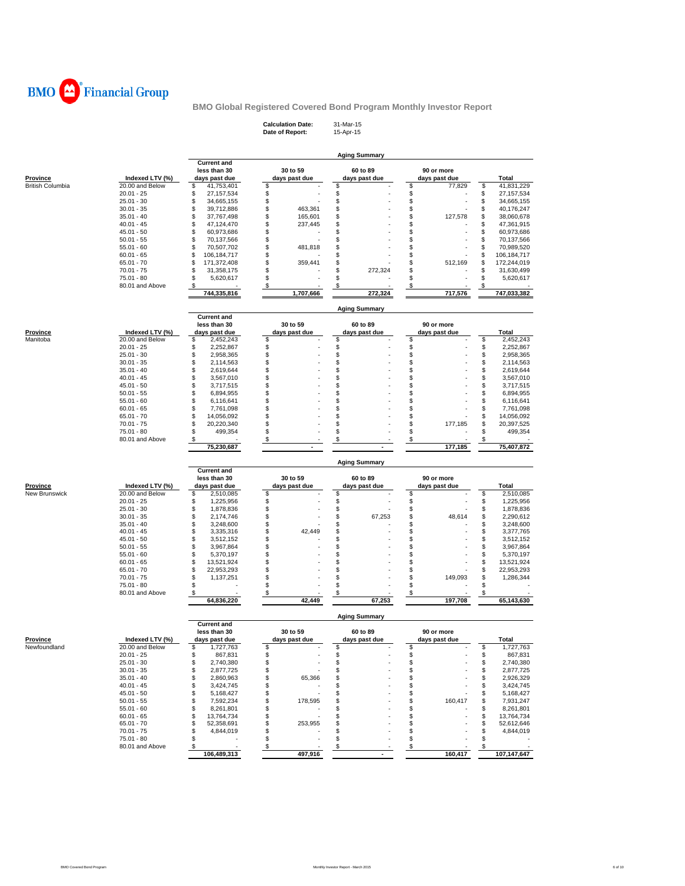BMO Financial Group

# BMO Global Registered Covered Bond Program Monthly Investor Report

**Calculation Date:** 31-Mar-15
**Date of Report:** 15-Apr-15

## Aging Summary

| Province | Indexed LTV (%) | Current and less than 30 days past due | 30 to 59 days past due | 60 to 89 days past due | 90 or more days past due | Total |
|---|---|---|---|---|---|---|
| British Columbia | 20.00 and Below | $ 41,753,401 | $ - | $ - | $ 77,829 | $ 41,831,229 |
| | 20.01 - 25 | $ 27,157,534 | $ - | $ - | $ - | $ 27,157,534 |
| | 25.01 - 30 | $ 34,665,155 | $ - | $ - | $ - | $ 34,665,155 |
| | 30.01 - 35 | $ 39,712,886 | $ 463,361 | $ - | $ - | $ 40,176,247 |
| | 35.01 - 40 | $ 37,767,498 | $ 165,601 | $ - | $ 127,578 | $ 38,060,678 |
| | 40.01 - 45 | $ 47,124,470 | $ 237,445 | $ - | $ - | $ 47,361,915 |
| | 45.01 - 50 | $ 60,973,686 | $ - | $ - | $ - | $ 60,973,686 |
| | 50.01 - 55 | $ 70,137,566 | $ - | $ - | $ - | $ 70,137,566 |
| | 55.01 - 60 | $ 70,507,702 | $ 481,818 | $ - | $ - | $ 70,989,520 |
| | 60.01 - 65 | $ 106,184,717 | $ - | $ - | $ - | $ 106,184,717 |
| | 65.01 - 70 | $ 171,372,408 | $ 359,441 | $ - | $ 512,169 | $ 172,244,019 |
| | 70.01 - 75 | $ 31,358,175 | $ - | $ 272,324 | $ - | $ 31,630,499 |
| | 75.01 - 80 | $ 5,620,617 | $ - | $ - | $ - | $ 5,620,617 |
| | 80.01 and Above | $ - | $ - | $ - | $ - | $ - |
| | | 744,335,816 | 1,707,666 | 272,324 | 717,576 | 747,033,382 |

## Aging Summary

| Province | Indexed LTV (%) | Current and less than 30 days past due | 30 to 59 days past due | 60 to 89 days past due | 90 or more days past due | Total |
|---|---|---|---|---|---|---|
| Manitoba | 20.00 and Below | $ 2,452,243 | $ - | $ - | $ - | $ 2,452,243 |
| | 20.01 - 25 | $ 2,252,867 | $ - | $ - | $ - | $ 2,252,867 |
| | 25.01 - 30 | $ 2,958,365 | $ - | $ - | $ - | $ 2,958,365 |
| | 30.01 - 35 | $ 2,114,563 | $ - | $ - | $ - | $ 2,114,563 |
| | 35.01 - 40 | $ 2,619,644 | $ - | $ - | $ - | $ 2,619,644 |
| | 40.01 - 45 | $ 3,567,010 | $ - | $ - | $ - | $ 3,567,010 |
| | 45.01 - 50 | $ 3,717,515 | $ - | $ - | $ - | $ 3,717,515 |
| | 50.01 - 55 | $ 6,894,955 | $ - | $ - | $ - | $ 6,894,955 |
| | 55.01 - 60 | $ 6,116,641 | $ - | $ - | $ - | $ 6,116,641 |
| | 60.01 - 65 | $ 7,761,098 | $ - | $ - | $ - | $ 7,761,098 |
| | 65.01 - 70 | $ 14,056,092 | $ - | $ - | $ - | $ 14,056,092 |
| | 70.01 - 75 | $ 20,220,340 | $ - | $ - | $ 177,185 | $ 20,397,525 |
| | 75.01 - 80 | $ 499,354 | $ - | $ - | $ - | $ 499,354 |
| | 80.01 and Above | $ - | $ - | $ - | $ - | $ - |
| | | 75,230,687 | - | - | 177,185 | 75,407,872 |

## Aging Summary

| Province | Indexed LTV (%) | Current and less than 30 days past due | 30 to 59 days past due | 60 to 89 days past due | 90 or more days past due | Total |
|---|---|---|---|---|---|---|
| New Brunswick | 20.00 and Below | $ 2,510,085 | $ - | $ - | $ - | $ 2,510,085 |
| | 20.01 - 25 | $ 1,225,956 | $ - | $ - | $ - | $ 1,225,956 |
| | 25.01 - 30 | $ 1,878,836 | $ - | $ - | $ - | $ 1,878,836 |
| | 30.01 - 35 | $ 2,174,746 | $ - | $ 67,253 | $ 48,614 | $ 2,290,612 |
| | 35.01 - 40 | $ 3,248,600 | $ - | $ - | $ - | $ 3,248,600 |
| | 40.01 - 45 | $ 3,335,316 | $ 42,449 | $ - | $ - | $ 3,377,765 |
| | 45.01 - 50 | $ 3,512,152 | $ - | $ - | $ - | $ 3,512,152 |
| | 50.01 - 55 | $ 3,967,864 | $ - | $ - | $ - | $ 3,967,864 |
| | 55.01 - 60 | $ 5,370,197 | $ - | $ - | $ - | $ 5,370,197 |
| | 60.01 - 65 | $ 13,521,924 | $ - | $ - | $ - | $ 13,521,924 |
| | 65.01 - 70 | $ 22,953,293 | $ - | $ - | $ - | $ 22,953,293 |
| | 70.01 - 75 | $ 1,137,251 | $ - | $ - | $ 149,093 | $ 1,286,344 |
| | 75.01 - 80 | $ - | $ - | $ - | $ - | $ - |
| | 80.01 and Above | $ - | $ - | $ - | $ - | $ - |
| | | 64,836,220 | 42,449 | 67,253 | 197,708 | 65,143,630 |

## Aging Summary

| Province | Indexed LTV (%) | Current and less than 30 days past due | 30 to 59 days past due | 60 to 89 days past due | 90 or more days past due | Total |
|---|---|---|---|---|---|---|
| Newfoundland | 20.00 and Below | $ 1,727,763 | $ - | $ - | $ - | $ 1,727,763 |
| | 20.01 - 25 | $ 867,831 | $ - | $ - | $ - | $ 867,831 |
| | 25.01 - 30 | $ 2,740,380 | $ - | $ - | $ - | $ 2,740,380 |
| | 30.01 - 35 | $ 2,877,725 | $ - | $ - | $ - | $ 2,877,725 |
| | 35.01 - 40 | $ 2,860,963 | $ 65,366 | $ - | $ - | $ 2,926,329 |
| | 40.01 - 45 | $ 3,424,745 | $ - | $ - | $ - | $ 3,424,745 |
| | 45.01 - 50 | $ 5,168,427 | $ - | $ - | $ - | $ 5,168,427 |
| | 50.01 - 55 | $ 7,592,234 | $ 178,595 | $ - | $ 160,417 | $ 7,931,247 |
| | 55.01 - 60 | $ 8,261,801 | $ - | $ - | $ - | $ 8,261,801 |
| | 60.01 - 65 | $ 13,764,734 | $ - | $ - | $ - | $ 13,764,734 |
| | 65.01 - 70 | $ 52,358,691 | $ 253,955 | $ - | $ - | $ 52,612,646 |
| | 70.01 - 75 | $ 4,844,019 | $ - | $ - | $ - | $ 4,844,019 |
| | 75.01 - 80 | $ - | $ - | $ - | $ - | $ - |
| | 80.01 and Above | $ - | $ - | $ - | $ - | $ - |
| | | 106,489,313 | 497,916 | - | 160,417 | 107,147,647 |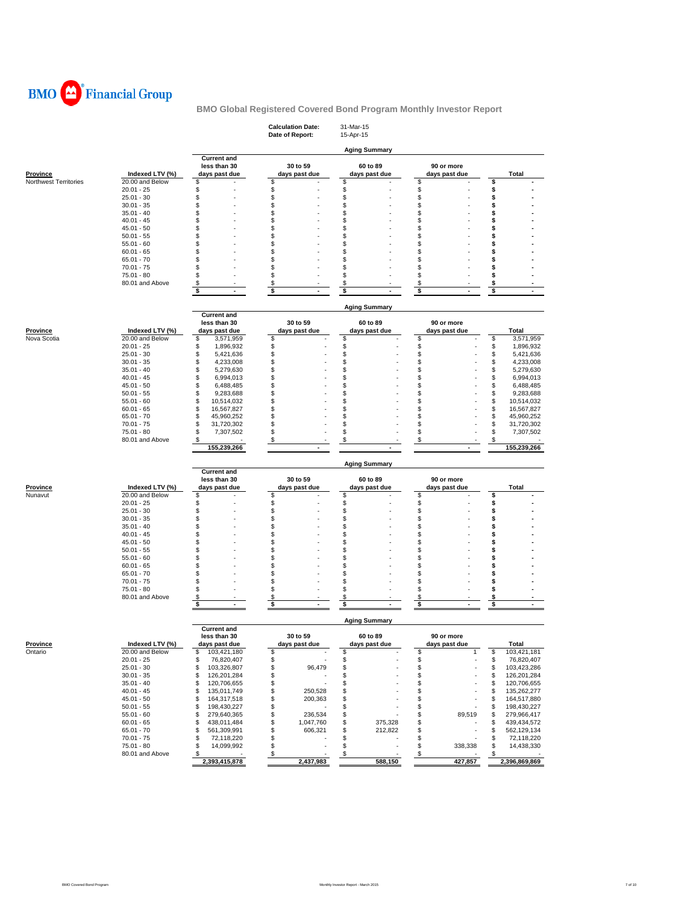BMO Financial Group

# BMO Global Registered Covered Bond Program Monthly Investor Report

**Calculation Date:** 31-Mar-15
**Date of Report:** 15-Apr-15

## Aging Summary

| Province | Indexed LTV (%) | Current and less than 30 days past due | 30 to 59 days past due | 60 to 89 days past due | 90 or more days past due | Total |
|---|---|---|---|---|---|---|
| Northwest Territories | 20.00 and Below | $ - | $ - | $ - | $ - | $ - |
| | 20.01 - 25 | $ - | $ - | $ - | $ - | $ - |
| | 25.01 - 30 | $ - | $ - | $ - | $ - | $ - |
| | 30.01 - 35 | $ - | $ - | $ - | $ - | $ - |
| | 35.01 - 40 | $ - | $ - | $ - | $ - | $ - |
| | 40.01 - 45 | $ - | $ - | $ - | $ - | $ - |
| | 45.01 - 50 | $ - | $ - | $ - | $ - | $ - |
| | 50.01 - 55 | $ - | $ - | $ - | $ - | $ - |
| | 55.01 - 60 | $ - | $ - | $ - | $ - | $ - |
| | 60.01 - 65 | $ - | $ - | $ - | $ - | $ - |
| | 65.01 - 70 | $ - | $ - | $ - | $ - | $ - |
| | 70.01 - 75 | $ - | $ - | $ - | $ - | $ - |
| | 75.01 - 80 | $ - | $ - | $ - | $ - | $ - |
| | 80.01 and Above | $ - | $ - | $ - | $ - | $ - |
| | | $ - | $ - | $ - | $ - | $ - |

## Aging Summary

| Province | Indexed LTV (%) | Current and less than 30 days past due | 30 to 59 days past due | 60 to 89 days past due | 90 or more days past due | Total |
|---|---|---|---|---|---|---|
| Nova Scotia | 20.00 and Below | $ 3,571,959 | $ - | $ - | $ - | $ 3,571,959 |
| | 20.01 - 25 | $ 1,896,932 | $ - | $ - | $ - | $ 1,896,932 |
| | 25.01 - 30 | $ 5,421,636 | $ - | $ - | $ - | $ 5,421,636 |
| | 30.01 - 35 | $ 4,233,008 | $ - | $ - | $ - | $ 4,233,008 |
| | 35.01 - 40 | $ 5,279,630 | $ - | $ - | $ - | $ 5,279,630 |
| | 40.01 - 45 | $ 6,994,013 | $ - | $ - | $ - | $ 6,994,013 |
| | 45.01 - 50 | $ 6,488,485 | $ - | $ - | $ - | $ 6,488,485 |
| | 50.01 - 55 | $ 9,283,688 | $ - | $ - | $ - | $ 9,283,688 |
| | 55.01 - 60 | $ 10,514,032 | $ - | $ - | $ - | $ 10,514,032 |
| | 60.01 - 65 | $ 16,567,827 | $ - | $ - | $ - | $ 16,567,827 |
| | 65.01 - 70 | $ 45,960,252 | $ - | $ - | $ - | $ 45,960,252 |
| | 70.01 - 75 | $ 31,720,302 | $ - | $ - | $ - | $ 31,720,302 |
| | 75.01 - 80 | $ 7,307,502 | $ - | $ - | $ - | $ 7,307,502 |
| | 80.01 and Above | $ - | $ - | $ - | $ - | $ - |
| | | 155,239,266 | - | - | - | 155,239,266 |

## Aging Summary

| Province | Indexed LTV (%) | Current and less than 30 days past due | 30 to 59 days past due | 60 to 89 days past due | 90 or more days past due | Total |
|---|---|---|---|---|---|---|
| Nunavut | 20.00 and Below | $ - | $ - | $ - | $ - | $ - |
| | 20.01 - 25 | $ - | $ - | $ - | $ - | $ - |
| | 25.01 - 30 | $ - | $ - | $ - | $ - | $ - |
| | 30.01 - 35 | $ - | $ - | $ - | $ - | $ - |
| | 35.01 - 40 | $ - | $ - | $ - | $ - | $ - |
| | 40.01 - 45 | $ - | $ - | $ - | $ - | $ - |
| | 45.01 - 50 | $ - | $ - | $ - | $ - | $ - |
| | 50.01 - 55 | $ - | $ - | $ - | $ - | $ - |
| | 55.01 - 60 | $ - | $ - | $ - | $ - | $ - |
| | 60.01 - 65 | $ - | $ - | $ - | $ - | $ - |
| | 65.01 - 70 | $ - | $ - | $ - | $ - | $ - |
| | 70.01 - 75 | $ - | $ - | $ - | $ - | $ - |
| | 75.01 - 80 | $ - | $ - | $ - | $ - | $ - |
| | 80.01 and Above | $ - | $ - | $ - | $ - | $ - |
| | | $ - | $ - | $ - | $ - | $ - |

## Aging Summary

| Province | Indexed LTV (%) | Current and less than 30 days past due | 30 to 59 days past due | 60 to 89 days past due | 90 or more days past due | Total |
|---|---|---|---|---|---|---|
| Ontario | 20.00 and Below | $ 103,421,180 | $ - | $ - | $ 1 | $ 103,421,181 |
| | 20.01 - 25 | $ 76,820,407 | $ - | $ - | $ - | $ 76,820,407 |
| | 25.01 - 30 | $ 103,326,807 | $ 96,479 | $ - | $ - | $ 103,423,286 |
| | 30.01 - 35 | $ 126,201,284 | $ - | $ - | $ - | $ 126,201,284 |
| | 35.01 - 40 | $ 120,706,655 | $ - | $ - | $ - | $ 120,706,655 |
| | 40.01 - 45 | $ 135,011,749 | $ 250,528 | $ - | $ - | $ 135,262,277 |
| | 45.01 - 50 | $ 164,317,518 | $ 200,363 | $ - | $ - | $ 164,517,880 |
| | 50.01 - 55 | $ 198,430,227 | $ - | $ - | $ - | $ 198,430,227 |
| | 55.01 - 60 | $ 279,640,365 | $ 236,534 | $ - | $ 89,519 | $ 279,966,417 |
| | 60.01 - 65 | $ 438,011,484 | $ 1,047,760 | $ 375,328 | $ - | $ 439,434,572 |
| | 65.01 - 70 | $ 561,309,991 | $ 606,321 | $ 212,822 | $ - | $ 562,129,134 |
| | 70.01 - 75 | $ 72,118,220 | $ - | $ - | $ - | $ 72,118,220 |
| | 75.01 - 80 | $ 14,099,992 | $ - | $ - | $ 338,338 | $ 14,438,330 |
| | 80.01 and Above | $ - | $ - | $ - | $ - | $ - |
| | | 2,393,415,878 | 2,437,983 | 588,150 | 427,857 | 2,396,869,869 |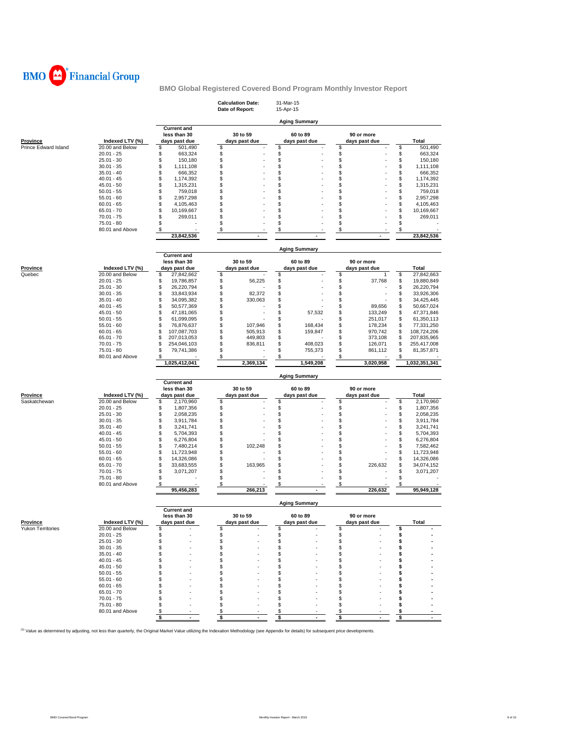BMO Financial Group

## BMO Global Registered Covered Bond Program Monthly Investor Report

**Calculation Date:** 31-Mar-15
**Date of Report:** 15-Apr-15

### Aging Summary

| Province | Indexed LTV (%) | Current and less than 30 days past due | 30 to 59 days past due | 60 to 89 days past due | 90 or more days past due | Total |
|---|---|---|---|---|---|---|
| Prince Edward Island | 20.00 and Below | $ 501,490 | $ - | $ - | $ - | $ 501,490 |
| | 20.01 - 25 | $ 663,324 | $ - | $ - | $ - | $ 663,324 |
| | 25.01 - 30 | $ 150,180 | $ - | $ - | $ - | $ 150,180 |
| | 30.01 - 35 | $ 1,111,108 | $ - | $ - | $ - | $ 1,111,108 |
| | 35.01 - 40 | $ 666,352 | $ - | $ - | $ - | $ 666,352 |
| | 40.01 - 45 | $ 1,174,392 | $ - | $ - | $ - | $ 1,174,392 |
| | 45.01 - 50 | $ 1,315,231 | $ - | $ - | $ - | $ 1,315,231 |
| | 50.01 - 55 | $ 759,018 | $ - | $ - | $ - | $ 759,018 |
| | 55.01 - 60 | $ 2,957,298 | $ - | $ - | $ - | $ 2,957,298 |
| | 60.01 - 65 | $ 4,105,463 | $ - | $ - | $ - | $ 4,105,463 |
| | 65.01 - 70 | $ 10,169,667 | $ - | $ - | $ - | $ 10,169,667 |
| | 70.01 - 75 | $ 269,011 | $ - | $ - | $ - | $ 269,011 |
| | 75.01 - 80 | $ - | $ - | $ - | $ - | $ - |
| | 80.01 and Above | $ - | $ - | $ - | $ - | $ - |
| | | 23,842,536 | - | - | - | 23,842,536 |

### Aging Summary

| Province | Indexed LTV (%) | Current and less than 30 days past due | 30 to 59 days past due | 60 to 89 days past due | 90 or more days past due | Total |
|---|---|---|---|---|---|---|
| Quebec | 20.00 and Below | $ 27,842,662 | $ - | $ - | $ 1 | $ 27,842,663 |
| | 20.01 - 25 | $ 19,786,857 | $ 56,225 | $ - | $ 37,768 | $ 19,880,849 |
| | 25.01 - 30 | $ 26,220,794 | $ - | $ - | $ - | $ 26,220,794 |
| | 30.01 - 35 | $ 33,843,934 | $ 82,372 | $ - | $ - | $ 33,926,306 |
| | 35.01 - 40 | $ 34,095,382 | $ 330,063 | $ - | $ - | $ 34,425,445 |
| | 40.01 - 45 | $ 50,577,369 | $ - | $ - | $ 89,656 | $ 50,667,024 |
| | 45.01 - 50 | $ 47,181,065 | $ - | $ 57,532 | $ 133,249 | $ 47,371,846 |
| | 50.01 - 55 | $ 61,099,095 | $ - | $ - | $ 251,017 | $ 61,350,113 |
| | 55.01 - 60 | $ 76,876,637 | $ 107,946 | $ 168,434 | $ 178,234 | $ 77,331,250 |
| | 60.01 - 65 | $ 107,087,703 | $ 505,913 | $ 159,847 | $ 970,742 | $ 108,724,206 |
| | 65.01 - 70 | $ 207,013,053 | $ 449,803 | $ - | $ 373,108 | $ 207,835,965 |
| | 70.01 - 75 | $ 254,046,103 | $ 836,811 | $ 408,023 | $ 126,071 | $ 255,417,008 |
| | 75.01 - 80 | $ 79,741,386 | $ - | $ 755,373 | $ 861,112 | $ 81,357,871 |
| | 80.01 and Above | $ - | $ - | $ - | $ - | $ - |
| | | 1,025,412,041 | 2,369,134 | 1,549,208 | 3,020,958 | 1,032,351,341 |

### Aging Summary

| Province | Indexed LTV (%) | Current and less than 30 days past due | 30 to 59 days past due | 60 to 89 days past due | 90 or more days past due | Total |
|---|---|---|---|---|---|---|
| Saskatchewan | 20.00 and Below | $ 2,170,960 | $ - | $ - | $ - | $ 2,170,960 |
| | 20.01 - 25 | $ 1,807,356 | $ - | $ - | $ - | $ 1,807,356 |
| | 25.01 - 30 | $ 2,058,235 | $ - | $ - | $ - | $ 2,058,235 |
| | 30.01 - 35 | $ 3,911,784 | $ - | $ - | $ - | $ 3,911,784 |
| | 35.01 - 40 | $ 3,241,741 | $ - | $ - | $ - | $ 3,241,741 |
| | 40.01 - 45 | $ 5,704,393 | $ - | $ - | $ - | $ 5,704,393 |
| | 45.01 - 50 | $ 6,276,804 | $ - | $ - | $ - | $ 6,276,804 |
| | 50.01 - 55 | $ 7,480,214 | $ 102,248 | $ - | $ - | $ 7,582,462 |
| | 55.01 - 60 | $ 11,723,948 | $ - | $ - | $ - | $ 11,723,948 |
| | 60.01 - 65 | $ 14,326,086 | $ - | $ - | $ - | $ 14,326,086 |
| | 65.01 - 70 | $ 33,683,555 | $ 163,965 | $ - | $ 226,632 | $ 34,074,152 |
| | 70.01 - 75 | $ 3,071,207 | $ - | $ - | $ - | $ 3,071,207 |
| | 75.01 - 80 | $ - | $ - | $ - | $ - | $ - |
| | 80.01 and Above | $ - | $ - | $ - | $ - | $ - |
| | | 95,456,283 | 266,213 | - | 226,632 | 95,949,128 |

### Aging Summary

| Province | Indexed LTV (%) | Current and less than 30 days past due | 30 to 59 days past due | 60 to 89 days past due | 90 or more days past due | Total |
|---|---|---|---|---|---|---|
| Yukon Territories | 20.00 and Below | $ - | $ - | $ - | $ - | $ - |
| | 20.01 - 25 | $ - | $ - | $ - | $ - | $ - |
| | 25.01 - 30 | $ - | $ - | $ - | $ - | $ - |
| | 30.01 - 35 | $ - | $ - | $ - | $ - | $ - |
| | 35.01 - 40 | $ - | $ - | $ - | $ - | $ - |
| | 40.01 - 45 | $ - | $ - | $ - | $ - | $ - |
| | 45.01 - 50 | $ - | $ - | $ - | $ - | $ - |
| | 50.01 - 55 | $ - | $ - | $ - | $ - | $ - |
| | 55.01 - 60 | $ - | $ - | $ - | $ - | $ - |
| | 60.01 - 65 | $ - | $ - | $ - | $ - | $ - |
| | 65.01 - 70 | $ - | $ - | $ - | $ - | $ - |
| | 70.01 - 75 | $ - | $ - | $ - | $ - | $ - |
| | 75.01 - 80 | $ - | $ - | $ - | $ - | $ - |
| | 80.01 and Above | $ - | $ - | $ - | $ - | $ - |
| | | $ - | $ - | $ - | $ - | $ - |

[1] Value as determined by adjusting, not less than quarterly, the Original Market Value utilizing the Indexation Methodology (see Appendix for details) for subsequent price developments.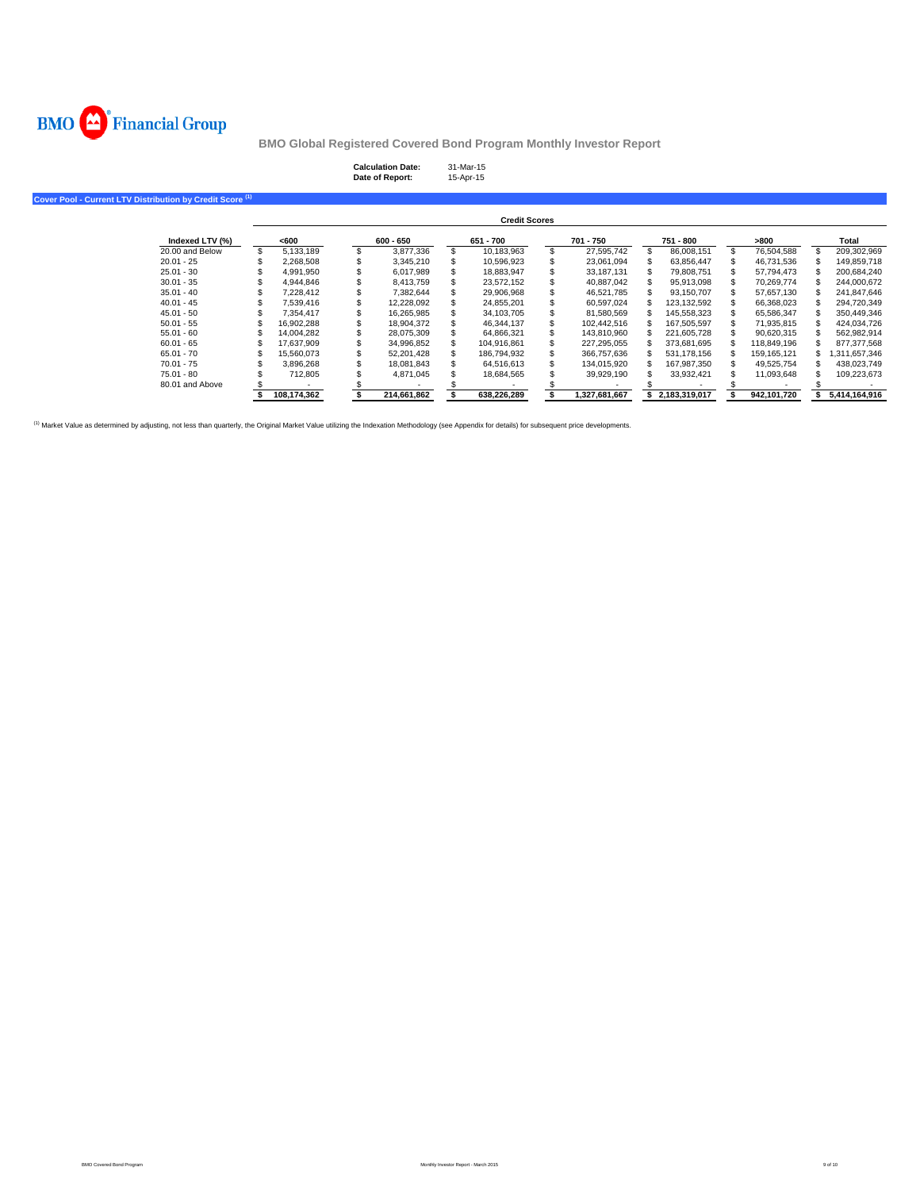BMO Financial Group

## BMO Global Registered Covered Bond Program Monthly Investor Report

**Calculation Date:** 31-Mar-15
**Date of Report:** 15-Apr-15

### Cover Pool - Current LTV Distribution by Credit Score [(1)]

| | Credit Scores | | | | | | |
|---|---|---|---|---|---|---|---|
| **Indexed LTV (%)** | **<600** | **600 - 650** | **651 - 700** | **701 - 750** | **751 - 800** | **>800** | **Total** |
| 20.00 and Below | $ 5,133,189 | $ 3,877,336 | $ 10,183,963 | $ 27,595,742 | $ 86,008,151 | $ 76,504,588 | $ 209,302,969 |
| 20.01 - 25 | $ 2,268,508 | $ 3,345,210 | $ 10,596,923 | $ 23,061,094 | $ 63,856,447 | $ 46,731,536 | $ 149,859,718 |
| 25.01 - 30 | $ 4,991,950 | $ 6,017,989 | $ 18,883,947 | $ 33,187,131 | $ 79,808,751 | $ 57,794,473 | $ 200,684,240 |
| 30.01 - 35 | $ 4,944,846 | $ 8,413,759 | $ 23,572,152 | $ 40,887,042 | $ 95,913,098 | $ 70,269,774 | $ 244,000,672 |
| 35.01 - 40 | $ 7,228,412 | $ 7,382,644 | $ 29,906,968 | $ 46,521,785 | $ 93,150,707 | $ 57,657,130 | $ 241,847,646 |
| 40.01 - 45 | $ 7,539,416 | $ 12,228,092 | $ 24,855,201 | $ 60,597,024 | $ 123,132,592 | $ 66,368,023 | $ 294,720,349 |
| 45.01 - 50 | $ 7,354,417 | $ 16,265,985 | $ 34,103,705 | $ 81,580,569 | $ 145,558,323 | $ 65,586,347 | $ 350,449,346 |
| 50.01 - 55 | $ 16,902,288 | $ 18,904,372 | $ 46,344,137 | $ 102,442,516 | $ 167,505,597 | $ 71,935,815 | $ 424,034,726 |
| 55.01 - 60 | $ 14,004,282 | $ 28,075,309 | $ 64,866,321 | $ 143,810,960 | $ 221,605,728 | $ 90,620,315 | $ 562,982,914 |
| 60.01 - 65 | $ 17,637,909 | $ 34,996,852 | $ 104,916,861 | $ 227,295,055 | $ 373,681,695 | $ 118,849,196 | $ 877,377,568 |
| 65.01 - 70 | $ 15,560,073 | $ 52,201,428 | $ 186,794,932 | $ 366,757,636 | $ 531,178,156 | $ 159,165,121 | $ 1,311,657,346 |
| 70.01 - 75 | $ 3,896,268 | $ 18,081,843 | $ 64,516,613 | $ 134,015,920 | $ 167,987,350 | $ 49,525,754 | $ 438,023,749 |
| 75.01 - 80 | $ 712,805 | $ 4,871,045 | $ 18,684,565 | $ 39,929,190 | $ 33,932,421 | $ 11,093,648 | $ 109,223,673 |
| 80.01 and Above | $ - | $ - | $ - | $ - | $ - | $ - | $ - |
| | **$ 108,174,362** | **$ 214,661,862** | **$ 638,226,289** | **$ 1,327,681,667** | **$ 2,183,319,017** | **$ 942,101,720** | **$ 5,414,164,916** |

[(1)] Market Value as determined by adjusting, not less than quarterly, the Original Market Value utilizing the Indexation Methodology (see Appendix for details) for subsequent price developments.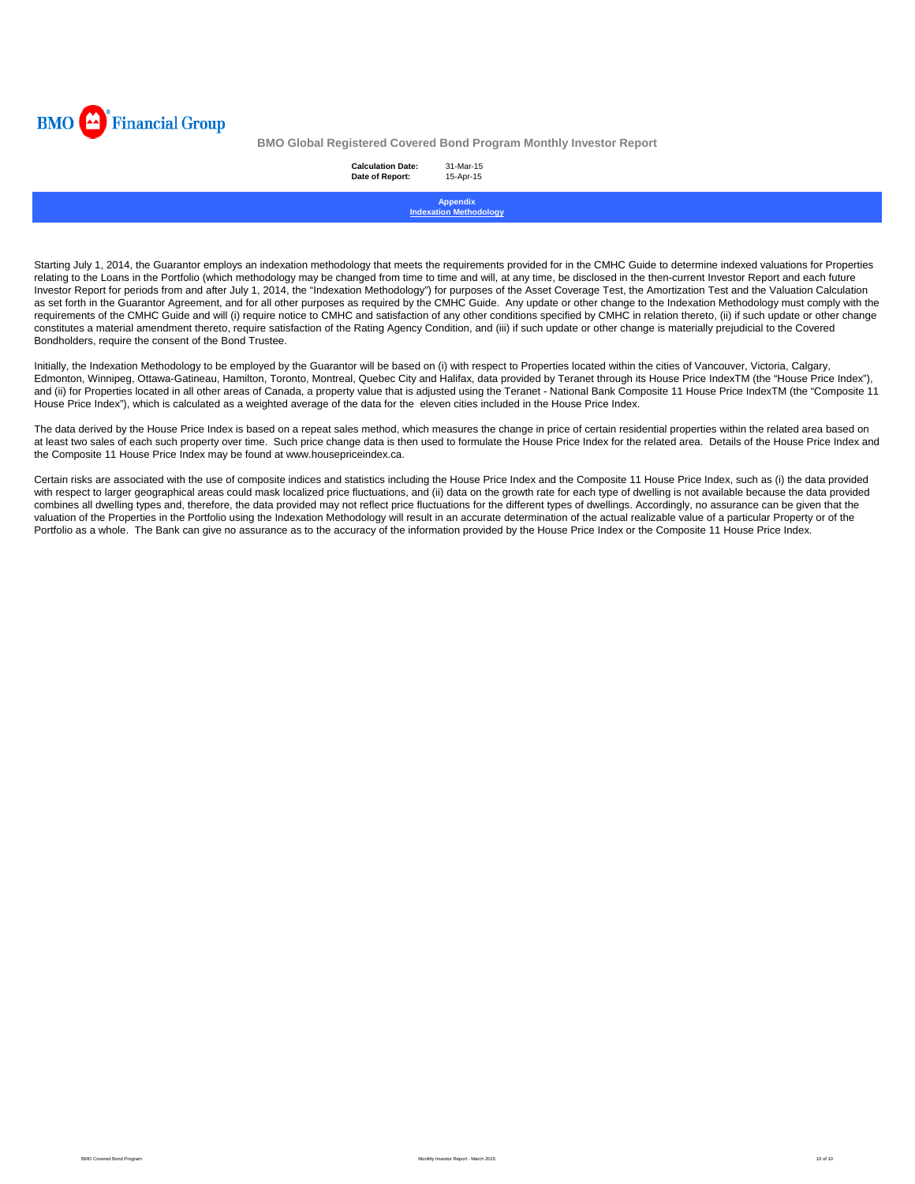BMO Financial Group

**BMO Global Registered Covered Bond Program Monthly Investor Report**

| | |
|---|---|
| **Calculation Date:** | 31-Mar-15 |
| **Date of Report:** | 15-Apr-15 |

## Appendix
## Indexation Methodology

Starting July 1, 2014, the Guarantor employs an indexation methodology that meets the requirements provided for in the CMHC Guide to determine indexed valuations for Properties relating to the Loans in the Portfolio (which methodology may be changed from time to time and will, at any time, be disclosed in the then-current Investor Report and each future Investor Report for periods from and after July 1, 2014, the "Indexation Methodology") for purposes of the Asset Coverage Test, the Amortization Test and the Valuation Calculation as set forth in the Guarantor Agreement, and for all other purposes as required by the CMHC Guide. Any update or other change to the Indexation Methodology must comply with the requirements of the CMHC Guide and will (i) require notice to CMHC and satisfaction of any other conditions specified by CMHC in relation thereto, (ii) if such update or other change constitutes a material amendment thereto, require satisfaction of the Rating Agency Condition, and (iii) if such update or other change is materially prejudicial to the Covered Bondholders, require the consent of the Bond Trustee.

Initially, the Indexation Methodology to be employed by the Guarantor will be based on (i) with respect to Properties located within the cities of Vancouver, Victoria, Calgary, Edmonton, Winnipeg, Ottawa-Gatineau, Hamilton, Toronto, Montreal, Quebec City and Halifax, data provided by Teranet through its House Price IndexTM (the "House Price Index"), and (ii) for Properties located in all other areas of Canada, a property value that is adjusted using the Teranet - National Bank Composite 11 House Price IndexTM (the "Composite 11 House Price Index"), which is calculated as a weighted average of the data for the eleven cities included in the House Price Index.

The data derived by the House Price Index is based on a repeat sales method, which measures the change in price of certain residential properties within the related area based on at least two sales of each such property over time. Such price change data is then used to formulate the House Price Index for the related area. Details of the House Price Index and the Composite 11 House Price Index may be found at www.housepriceindex.ca.

Certain risks are associated with the use of composite indices and statistics including the House Price Index and the Composite 11 House Price Index, such as (i) the data provided with respect to larger geographical areas could mask localized price fluctuations, and (ii) data on the growth rate for each type of dwelling is not available because the data provided combines all dwelling types and, therefore, the data provided may not reflect price fluctuations for the different types of dwellings. Accordingly, no assurance can be given that the valuation of the Properties in the Portfolio using the Indexation Methodology will result in an accurate determination of the actual realizable value of a particular Property or of the Portfolio as a whole. The Bank can give no assurance as to the accuracy of the information provided by the House Price Index or the Composite 11 House Price Index.